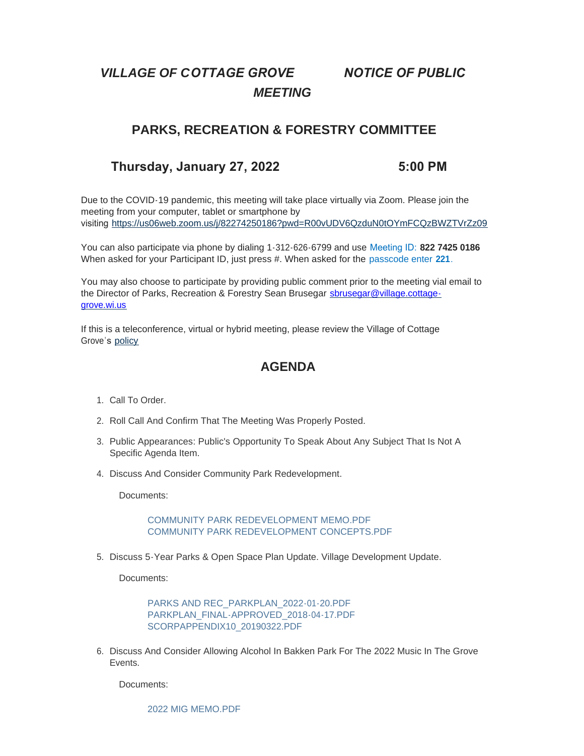# *VILLAGE OF COTTAGE GROVE NOTICE OF PUBLIC MEETING*

## PARKS, RECREATION & FORESTRY COMMITTEE

## Thursday, January 27, 2022 5:00 PM

Due to the COVID-19 pandemic, this meeting will take place virtually via Zoom. Please join the meeting from your computer, tablet or smartphone by visiting https://us06web.zoom.us/j/82274250186?pwd=R00vUDV6QzduN0tOYmFCQzBWZTVrZz09

You can also participate via phone by dialing 1-312-626-6799 and use Meeting ID: **822 7425 0186** When asked for your Participant ID, just press #. When asked for the passcode enter **221**.

You may also choose to participate by providing public comment prior to the meeting vial email to the Director of Parks, Recreation & Forestry Sean Brusegar sbrusegar@village.cottage-grove.wi.us

If this is a teleconference, virtual or hybrid meeting, please review the Village of Cottage Grove's policy

## AGENDA

1. Call To Order.
2. Roll Call And Confirm That The Meeting Was Properly Posted.
3. Public Appearances: Public's Opportunity To Speak About Any Subject That Is Not A Specific Agenda Item.
4. Discuss And Consider Community Park Redevelopment.

   Documents:

   COMMUNITY PARK REDEVELOPMENT MEMO.PDF
   COMMUNITY PARK REDEVELOPMENT CONCEPTS.PDF

5. Discuss 5-Year Parks & Open Space Plan Update. Village Development Update.

   Documents:

   PARKS AND REC_PARKPLAN_2022-01-20.PDF
   PARKPLAN_FINAL-APPROVED_2018-04-17.PDF
   SCORPAPPENDIX10_20190322.PDF

6. Discuss And Consider Allowing Alcohol In Bakken Park For The 2022 Music In The Grove Events.

   Documents:

   2022 MIG MEMO.PDF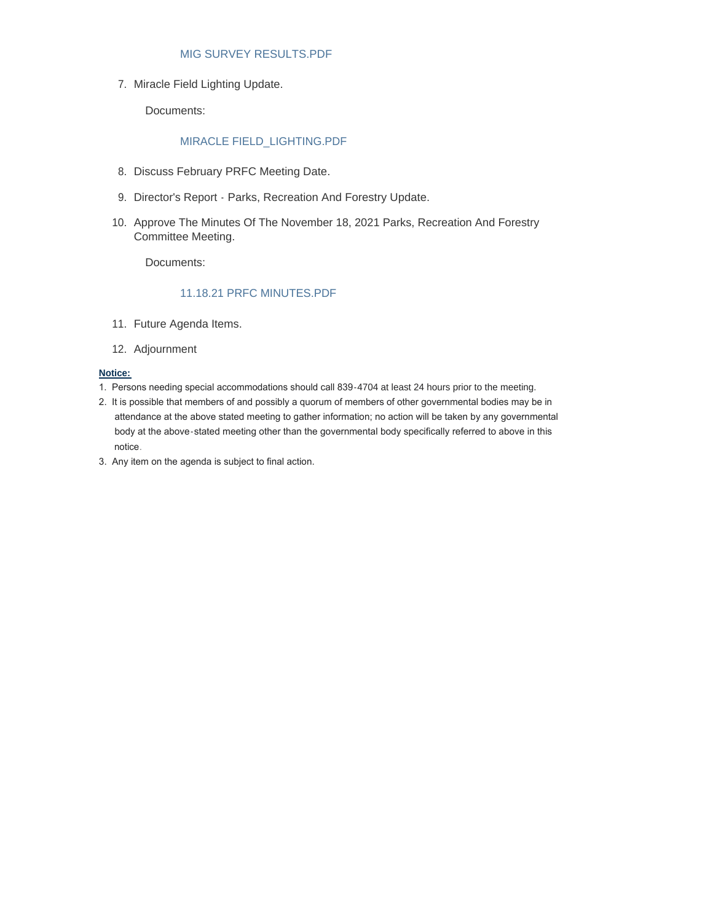MIG SURVEY RESULTS.PDF

7. Miracle Field Lighting Update.

   Documents:

   MIRACLE FIELD_LIGHTING.PDF

8. Discuss February PRFC Meeting Date.

9. Director's Report - Parks, Recreation And Forestry Update.

10. Approve The Minutes Of The November 18, 2021 Parks, Recreation And Forestry Committee Meeting.

    Documents:

    11.18.21 PRFC MINUTES.PDF

11. Future Agenda Items.

12. Adjournment

**Notice:**

1. Persons needing special accommodations should call 839-4704 at least 24 hours prior to the meeting.
2. It is possible that members of and possibly a quorum of members of other governmental bodies may be in attendance at the above stated meeting to gather information; no action will be taken by any governmental body at the above-stated meeting other than the governmental body specifically referred to above in this notice.
3. Any item on the agenda is subject to final action.